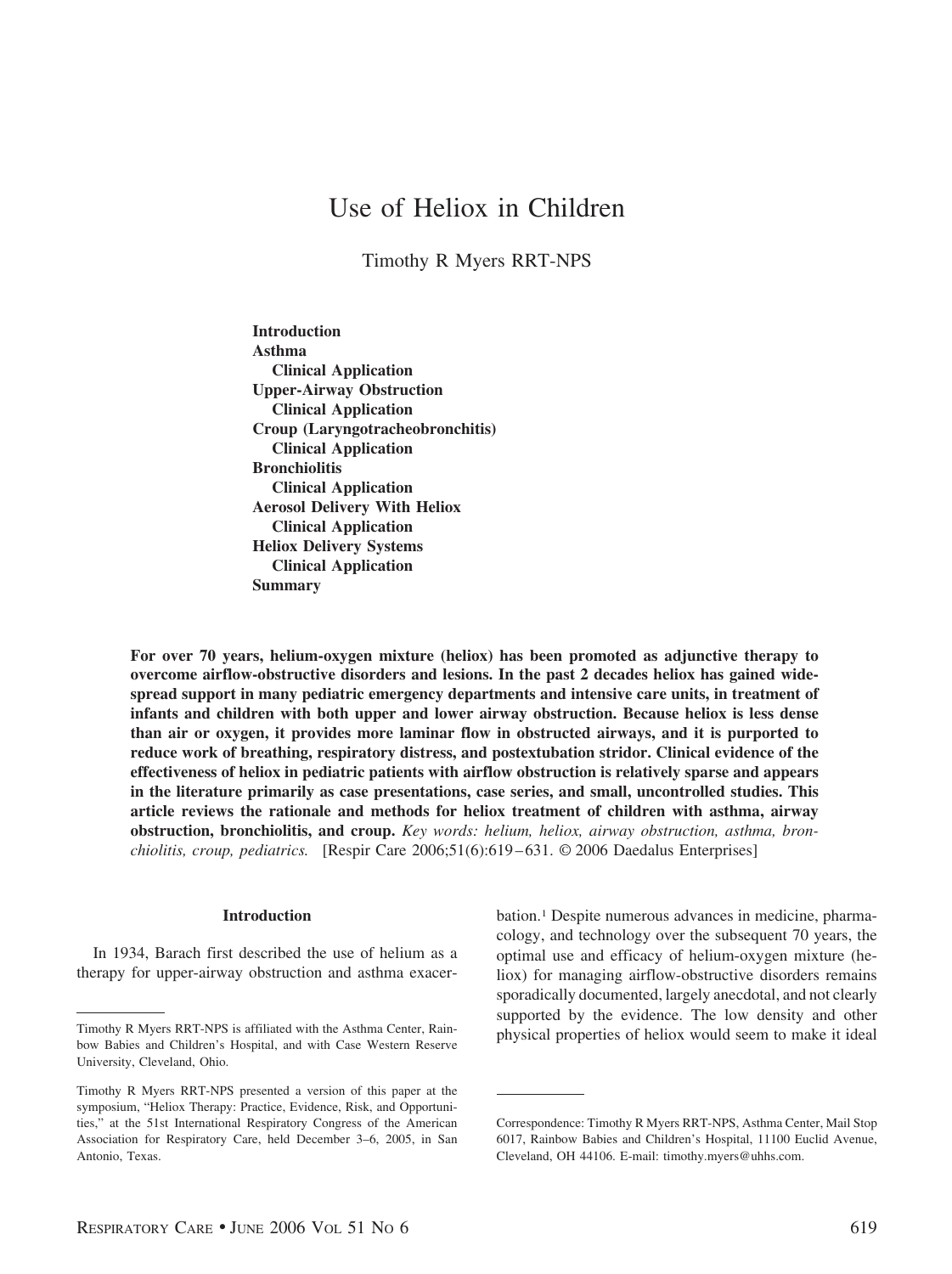# Use of Heliox in Children

Timothy R Myers RRT-NPS

**Introduction**
**Asthma**
  **Clinical Application**
**Upper-Airway Obstruction**
  **Clinical Application**
**Croup (Laryngotracheobronchitis)**
  **Clinical Application**
**Bronchiolitis**
  **Clinical Application**
**Aerosol Delivery With Heliox**
  **Clinical Application**
**Heliox Delivery Systems**
  **Clinical Application**
**Summary**

**For over 70 years, helium-oxygen mixture (heliox) has been promoted as adjunctive therapy to overcome airflow-obstructive disorders and lesions. In the past 2 decades heliox has gained widespread support in many pediatric emergency departments and intensive care units, in treatment of infants and children with both upper and lower airway obstruction. Because heliox is less dense than air or oxygen, it provides more laminar flow in obstructed airways, and it is purported to reduce work of breathing, respiratory distress, and postextubation stridor. Clinical evidence of the effectiveness of heliox in pediatric patients with airflow obstruction is relatively sparse and appears in the literature primarily as case presentations, case series, and small, uncontrolled studies. This article reviews the rationale and methods for heliox treatment of children with asthma, airway obstruction, bronchiolitis, and croup.** *Key words: helium, heliox, airway obstruction, asthma, bronchiolitis, croup, pediatrics.* [Respir Care 2006;51(6):619–631. © 2006 Daedalus Enterprises]

## Introduction

In 1934, Barach first described the use of helium as a therapy for upper-airway obstruction and asthma exacerbation.[1] Despite numerous advances in medicine, pharmacology, and technology over the subsequent 70 years, the optimal use and efficacy of helium-oxygen mixture (heliox) for managing airflow-obstructive disorders remains sporadically documented, largely anecdotal, and not clearly supported by the evidence. The low density and other physical properties of heliox would seem to make it ideal

Timothy R Myers RRT-NPS is affiliated with the Asthma Center, Rainbow Babies and Children's Hospital, and with Case Western Reserve University, Cleveland, Ohio.

Timothy R Myers RRT-NPS presented a version of this paper at the symposium, "Heliox Therapy: Practice, Evidence, Risk, and Opportunities," at the 51st International Respiratory Congress of the American Association for Respiratory Care, held December 3–6, 2005, in San Antonio, Texas.

Correspondence: Timothy R Myers RRT-NPS, Asthma Center, Mail Stop 6017, Rainbow Babies and Children's Hospital, 11100 Euclid Avenue, Cleveland, OH 44106. E-mail: timothy.myers@uhhs.com.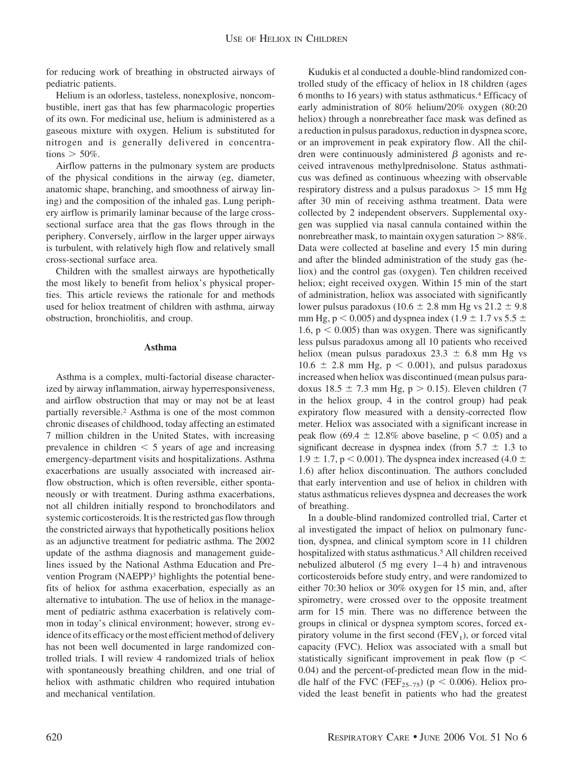for reducing work of breathing in obstructed airways of pediatric patients.

Helium is an odorless, tasteless, nonexplosive, noncombustible, inert gas that has few pharmacologic properties of its own. For medicinal use, helium is administered as a gaseous mixture with oxygen. Helium is substituted for nitrogen and is generally delivered in concentrations > 50%.

Airflow patterns in the pulmonary system are products of the physical conditions in the airway (eg, diameter, anatomic shape, branching, and smoothness of airway lining) and the composition of the inhaled gas. Lung periphery airflow is primarily laminar because of the large cross-sectional surface area that the gas flows through in the periphery. Conversely, airflow in the larger upper airways is turbulent, with relatively high flow and relatively small cross-sectional surface area.

Children with the smallest airways are hypothetically the most likely to benefit from heliox's physical properties. This article reviews the rationale for and methods used for heliox treatment of children with asthma, airway obstruction, bronchiolitis, and croup.

## Asthma

Asthma is a complex, multi-factorial disease characterized by airway inflammation, airway hyperresponsiveness, and airflow obstruction that may or may not be at least partially reversible.[2] Asthma is one of the most common chronic diseases of childhood, today affecting an estimated 7 million children in the United States, with increasing prevalence in children < 5 years of age and increasing emergency-department visits and hospitalizations. Asthma exacerbations are usually associated with increased airflow obstruction, which is often reversible, either spontaneously or with treatment. During asthma exacerbations, not all children initially respond to bronchodilators and systemic corticosteroids. It is the restricted gas flow through the constricted airways that hypothetically positions heliox as an adjunctive treatment for pediatric asthma. The 2002 update of the asthma diagnosis and management guidelines issued by the National Asthma Education and Prevention Program (NAEPP)[3] highlights the potential benefits of heliox for asthma exacerbation, especially as an alternative to intubation. The use of heliox in the management of pediatric asthma exacerbation is relatively common in today's clinical environment; however, strong evidence of its efficacy or the most efficient method of delivery has not been well documented in large randomized controlled trials. I will review 4 randomized trials of heliox with spontaneously breathing children, and one trial of heliox with asthmatic children who required intubation and mechanical ventilation.

Kudukis et al conducted a double-blind randomized controlled study of the efficacy of heliox in 18 children (ages 6 months to 16 years) with status asthmaticus.[4] Efficacy of early administration of 80% helium/20% oxygen (80:20 heliox) through a nonrebreather face mask was defined as a reduction in pulsus paradoxus, reduction in dyspnea score, or an improvement in peak expiratory flow. All the children were continuously administered $\beta$ agonists and received intravenous methylprednisolone. Status asthmaticus was defined as continuous wheezing with observable respiratory distress and a pulsus paradoxus > 15 mm Hg after 30 min of receiving asthma treatment. Data were collected by 2 independent observers. Supplemental oxygen was supplied via nasal cannula contained within the nonrebreather mask, to maintain oxygen saturation > 88%. Data were collected at baseline and every 15 min during and after the blinded administration of the study gas (heliox) and the control gas (oxygen). Ten children received heliox; eight received oxygen. Within 15 min of the start of administration, heliox was associated with significantly lower pulsus paradoxus ($10.6 \pm 2.8$ mm Hg vs $21.2 \pm 9.8$ mm Hg, $p < 0.005$) and dyspnea index ($1.9 \pm 1.7$ vs $5.5 \pm 1.6$, $p < 0.005$) than was oxygen. There was significantly less pulsus paradoxus among all 10 patients who received heliox (mean pulsus paradoxus $23.3 \pm 6.8$ mm Hg vs $10.6 \pm 2.8$ mm Hg, $p < 0.001$), and pulsus paradoxus increased when heliox was discontinued (mean pulsus paradoxus $18.5 \pm 7.3$ mm Hg, $p > 0.15$). Eleven children (7 in the heliox group, 4 in the control group) had peak expiratory flow measured with a density-corrected flow meter. Heliox was associated with a significant increase in peak flow ($69.4 \pm 12.8\%$ above baseline, $p < 0.05$) and a significant decrease in dyspnea index (from $5.7 \pm 1.3$ to $1.9 \pm 1.7$, $p < 0.001$). The dyspnea index increased ($4.0 \pm 1.6$) after heliox discontinuation. The authors concluded that early intervention and use of heliox in children with status asthmaticus relieves dyspnea and decreases the work of breathing.

In a double-blind randomized controlled trial, Carter et al investigated the impact of heliox on pulmonary function, dyspnea, and clinical symptom score in 11 children hospitalized with status asthmaticus.[5] All children received nebulized albuterol (5 mg every 1–4 h) and intravenous corticosteroids before study entry, and were randomized to either 70:30 heliox or 30% oxygen for 15 min, and, after spirometry, were crossed over to the opposite treatment arm for 15 min. There was no difference between the groups in clinical or dyspnea symptom scores, forced expiratory volume in the first second ($FEV_1$), or forced vital capacity (FVC). Heliox was associated with a small but statistically significant improvement in peak flow ($p < 0.04$) and the percent-of-predicted mean flow in the middle half of the FVC ($FEF_{25-75}$) ($p < 0.006$). Heliox provided the least benefit in patients who had the greatest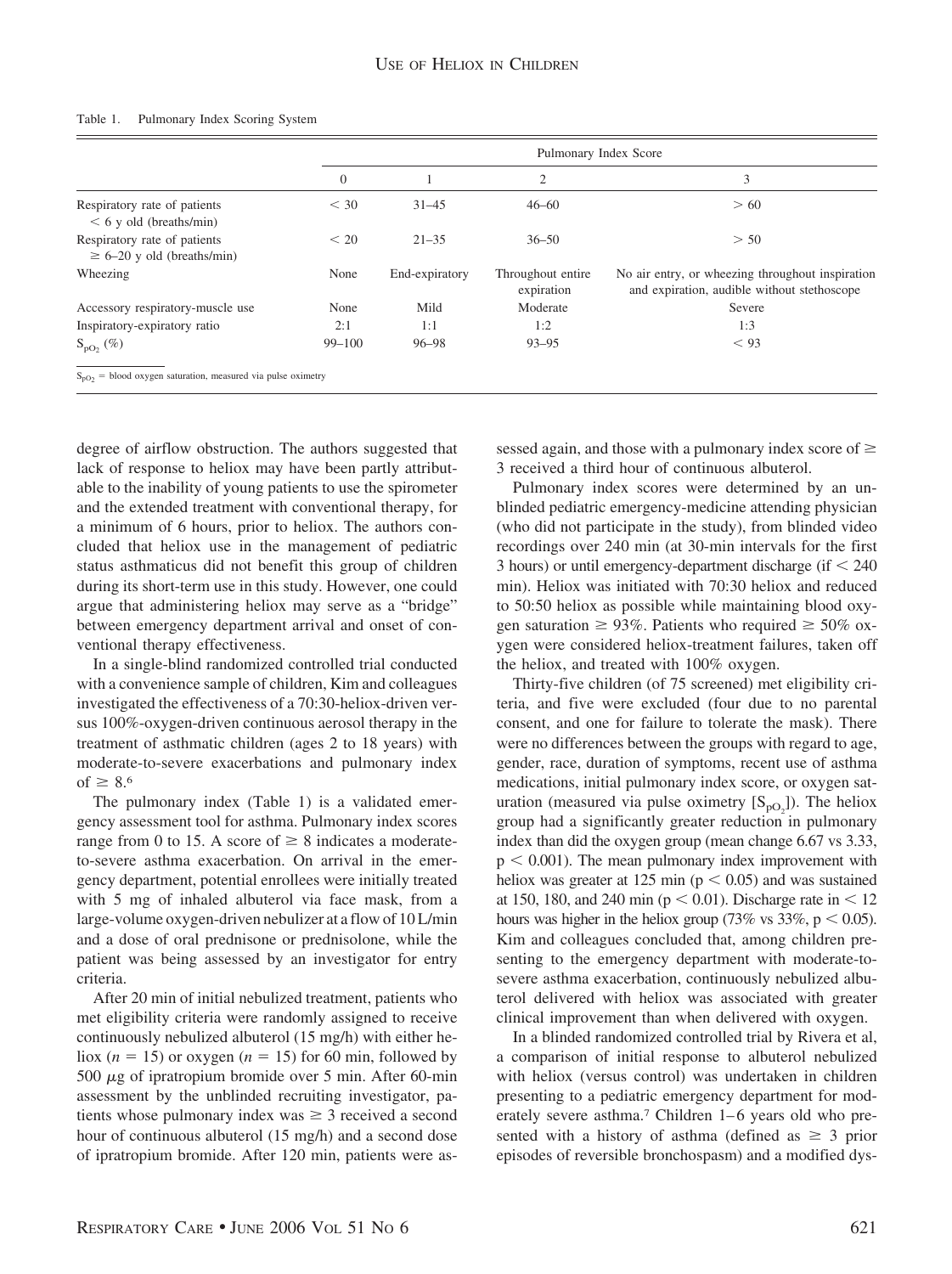Table 1. Pulmonary Index Scoring System

| | Pulmonary Index Score | | | |
|---|---|---|---|---|
| | 0 | 1 | 2 | 3 |
| Respiratory rate of patients < 6 y old (breaths/min) | < 30 | 31–45 | 46–60 | > 60 |
| Respiratory rate of patients ≥ 6–20 y old (breaths/min) | < 20 | 21–35 | 36–50 | > 50 |
| Wheezing | None | End-expiratory | Throughout entire expiration | No air entry, or wheezing throughout inspiration and expiration, audible without stethoscope |
| Accessory respiratory-muscle use | None | Mild | Moderate | Severe |
| Inspiratory-expiratory ratio | 2:1 | 1:1 | 1:2 | 1:3 |
| $S_{pO_2}$ (%) | 99–100 | 96–98 | 93–95 | < 93 |

$S_{pO_2}$ = blood oxygen saturation, measured via pulse oximetry

degree of airflow obstruction. The authors suggested that lack of response to heliox may have been partly attributable to the inability of young patients to use the spirometer and the extended treatment with conventional therapy, for a minimum of 6 hours, prior to heliox. The authors concluded that heliox use in the management of pediatric status asthmaticus did not benefit this group of children during its short-term use in this study. However, one could argue that administering heliox may serve as a "bridge" between emergency department arrival and onset of conventional therapy effectiveness.

In a single-blind randomized controlled trial conducted with a convenience sample of children, Kim and colleagues investigated the effectiveness of a 70:30-heliox-driven versus 100%-oxygen-driven continuous aerosol therapy in the treatment of asthmatic children (ages 2 to 18 years) with moderate-to-severe exacerbations and pulmonary index of ≥ 8.[6]

The pulmonary index (Table 1) is a validated emergency assessment tool for asthma. Pulmonary index scores range from 0 to 15. A score of ≥ 8 indicates a moderate-to-severe asthma exacerbation. On arrival in the emergency department, potential enrollees were initially treated with 5 mg of inhaled albuterol via face mask, from a large-volume oxygen-driven nebulizer at a flow of 10 L/min and a dose of oral prednisone or prednisolone, while the patient was being assessed by an investigator for entry criteria.

After 20 min of initial nebulized treatment, patients who met eligibility criteria were randomly assigned to receive continuously nebulized albuterol (15 mg/h) with either heliox ($n = 15$) or oxygen ($n = 15$) for 60 min, followed by 500 $\mu$g of ipratropium bromide over 5 min. After 60-min assessment by the unblinded recruiting investigator, patients whose pulmonary index was ≥ 3 received a second hour of continuous albuterol (15 mg/h) and a second dose of ipratropium bromide. After 120 min, patients were assessed again, and those with a pulmonary index score of ≥ 3 received a third hour of continuous albuterol.

Pulmonary index scores were determined by an unblinded pediatric emergency-medicine attending physician (who did not participate in the study), from blinded video recordings over 240 min (at 30-min intervals for the first 3 hours) or until emergency-department discharge (if < 240 min). Heliox was initiated with 70:30 heliox and reduced to 50:50 heliox as possible while maintaining blood oxygen saturation ≥ 93%. Patients who required ≥ 50% oxygen were considered heliox-treatment failures, taken off the heliox, and treated with 100% oxygen.

Thirty-five children (of 75 screened) met eligibility criteria, and five were excluded (four due to no parental consent, and one for failure to tolerate the mask). There were no differences between the groups with regard to age, gender, race, duration of symptoms, recent use of asthma medications, initial pulmonary index score, or oxygen saturation (measured via pulse oximetry [$S_{pO_2}$]). The heliox group had a significantly greater reduction in pulmonary index than did the oxygen group (mean change 6.67 vs 3.33, $p < 0.001$). The mean pulmonary index improvement with heliox was greater at 125 min ($p < 0.05$) and was sustained at 150, 180, and 240 min ($p < 0.01$). Discharge rate in < 12 hours was higher in the heliox group (73% vs 33%, $p < 0.05$). Kim and colleagues concluded that, among children presenting to the emergency department with moderate-to-severe asthma exacerbation, continuously nebulized albuterol delivered with heliox was associated with greater clinical improvement than when delivered with oxygen.

In a blinded randomized controlled trial by Rivera et al, a comparison of initial response to albuterol nebulized with heliox (versus control) was undertaken in children presenting to a pediatric emergency department for moderately severe asthma.[7] Children 1–6 years old who presented with a history of asthma (defined as ≥ 3 prior episodes of reversible bronchospasm) and a modified dys-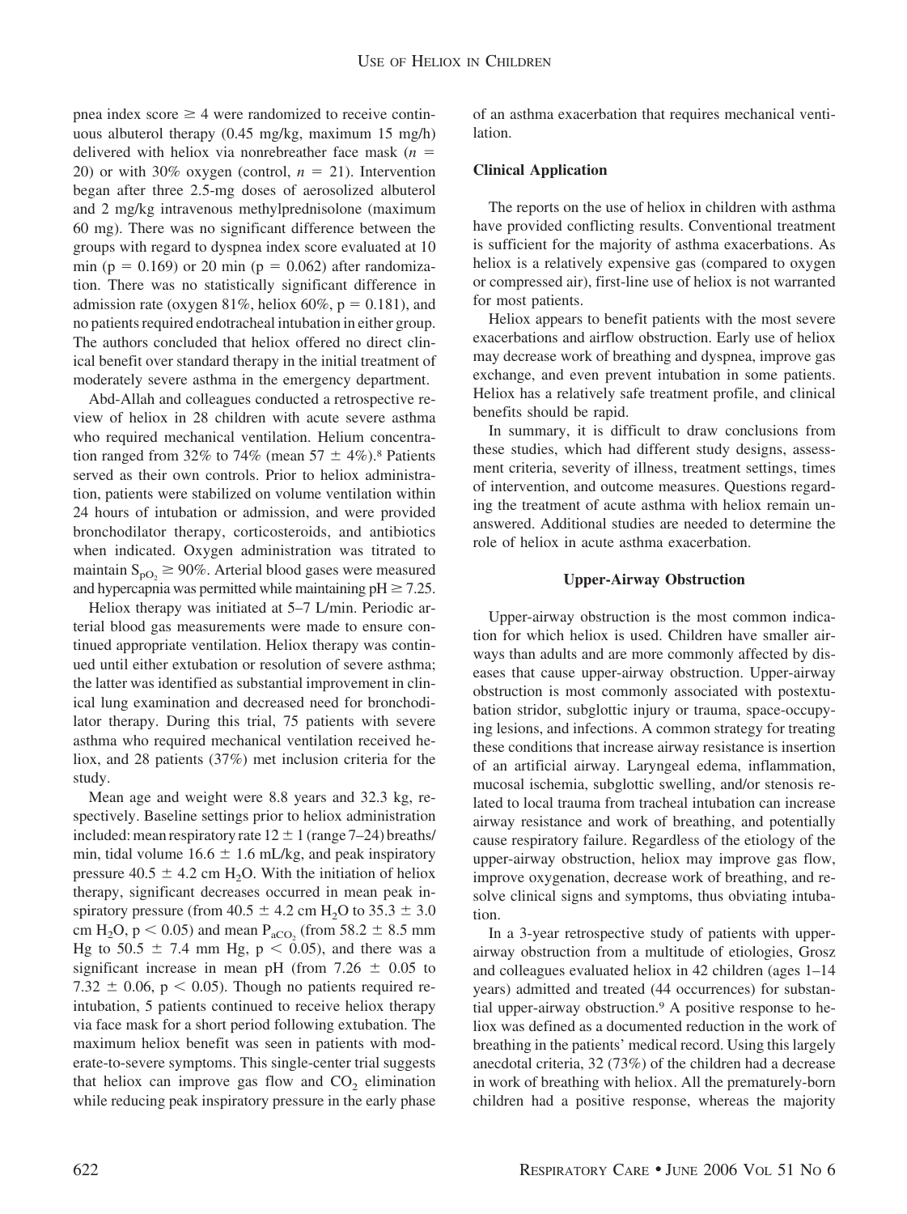pnea index score ≥ 4 were randomized to receive continuous albuterol therapy (0.45 mg/kg, maximum 15 mg/h) delivered with heliox via nonrebreather face mask ($n$ = 20) or with 30% oxygen (control, $n$ = 21). Intervention began after three 2.5-mg doses of aerosolized albuterol and 2 mg/kg intravenous methylprednisolone (maximum 60 mg). There was no significant difference between the groups with regard to dyspnea index score evaluated at 10 min ($p = 0.169$) or 20 min ($p = 0.062$) after randomization. There was no statistically significant difference in admission rate (oxygen 81%, heliox 60%, $p = 0.181$), and no patients required endotracheal intubation in either group. The authors concluded that heliox offered no direct clinical benefit over standard therapy in the initial treatment of moderately severe asthma in the emergency department.

Abd-Allah and colleagues conducted a retrospective review of heliox in 28 children with acute severe asthma who required mechanical ventilation. Helium concentration ranged from 32% to 74% (mean 57 ± 4%).[8] Patients served as their own controls. Prior to heliox administration, patients were stabilized on volume ventilation within 24 hours of intubation or admission, and were provided bronchodilator therapy, corticosteroids, and antibiotics when indicated. Oxygen administration was titrated to maintain $S_{pO_2} \geq 90\%$. Arterial blood gases were measured and hypercapnia was permitted while maintaining pH ≥ 7.25.

Heliox therapy was initiated at 5–7 L/min. Periodic arterial blood gas measurements were made to ensure continued appropriate ventilation. Heliox therapy was continued until either extubation or resolution of severe asthma; the latter was identified as substantial improvement in clinical lung examination and decreased need for bronchodilator therapy. During this trial, 75 patients with severe asthma who required mechanical ventilation received heliox, and 28 patients (37%) met inclusion criteria for the study.

Mean age and weight were 8.8 years and 32.3 kg, respectively. Baseline settings prior to heliox administration included: mean respiratory rate 12 ± 1 (range 7–24) breaths/min, tidal volume 16.6 ± 1.6 mL/kg, and peak inspiratory pressure 40.5 ± 4.2 cm $H_2O$. With the initiation of heliox therapy, significant decreases occurred in mean peak inspiratory pressure (from 40.5 ± 4.2 cm $H_2O$ to 35.3 ± 3.0 cm $H_2O$, $p < 0.05$) and mean $P_{aCO_2}$ (from 58.2 ± 8.5 mm Hg to 50.5 ± 7.4 mm Hg, $p < 0.05$), and there was a significant increase in mean pH (from 7.26 ± 0.05 to 7.32 ± 0.06, $p < 0.05$). Though no patients required reintubation, 5 patients continued to receive heliox therapy via face mask for a short period following extubation. The maximum heliox benefit was seen in patients with moderate-to-severe symptoms. This single-center trial suggests that heliox can improve gas flow and $CO_2$ elimination while reducing peak inspiratory pressure in the early phase of an asthma exacerbation that requires mechanical ventilation.

### Clinical Application

The reports on the use of heliox in children with asthma have provided conflicting results. Conventional treatment is sufficient for the majority of asthma exacerbations. As heliox is a relatively expensive gas (compared to oxygen or compressed air), first-line use of heliox is not warranted for most patients.

Heliox appears to benefit patients with the most severe exacerbations and airflow obstruction. Early use of heliox may decrease work of breathing and dyspnea, improve gas exchange, and even prevent intubation in some patients. Heliox has a relatively safe treatment profile, and clinical benefits should be rapid.

In summary, it is difficult to draw conclusions from these studies, which had different study designs, assessment criteria, severity of illness, treatment settings, times of intervention, and outcome measures. Questions regarding the treatment of acute asthma with heliox remain unanswered. Additional studies are needed to determine the role of heliox in acute asthma exacerbation.

## Upper-Airway Obstruction

Upper-airway obstruction is the most common indication for which heliox is used. Children have smaller airways than adults and are more commonly affected by diseases that cause upper-airway obstruction. Upper-airway obstruction is most commonly associated with postextubation stridor, subglottic injury or trauma, space-occupying lesions, and infections. A common strategy for treating these conditions that increase airway resistance is insertion of an artificial airway. Laryngeal edema, inflammation, mucosal ischemia, subglottic swelling, and/or stenosis related to local trauma from tracheal intubation can increase airway resistance and work of breathing, and potentially cause respiratory failure. Regardless of the etiology of the upper-airway obstruction, heliox may improve gas flow, improve oxygenation, decrease work of breathing, and resolve clinical signs and symptoms, thus obviating intubation.

In a 3-year retrospective study of patients with upper-airway obstruction from a multitude of etiologies, Grosz and colleagues evaluated heliox in 42 children (ages 1–14 years) admitted and treated (44 occurrences) for substantial upper-airway obstruction.[9] A positive response to heliox was defined as a documented reduction in the work of breathing in the patients' medical record. Using this largely anecdotal criteria, 32 (73%) of the children had a decrease in work of breathing with heliox. All the prematurely-born children had a positive response, whereas the majority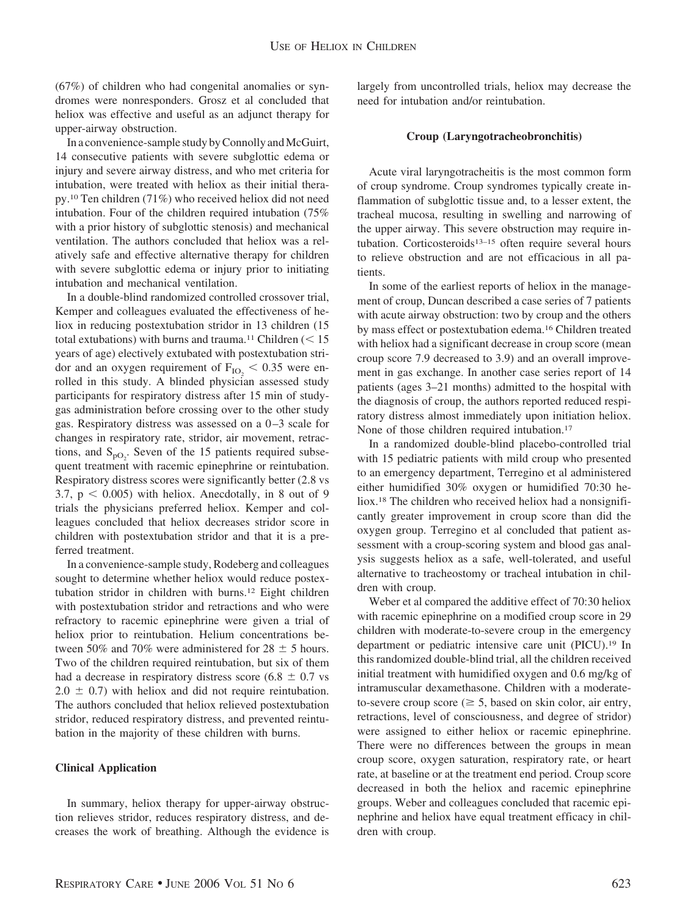(67%) of children who had congenital anomalies or syndromes were nonresponders. Grosz et al concluded that heliox was effective and useful as an adjunct therapy for upper-airway obstruction.

In a convenience-sample study by Connolly and McGuirt, 14 consecutive patients with severe subglottic edema or injury and severe airway distress, and who met criteria for intubation, were treated with heliox as their initial therapy.[10] Ten children (71%) who received heliox did not need intubation. Four of the children required intubation (75% with a prior history of subglottic stenosis) and mechanical ventilation. The authors concluded that heliox was a relatively safe and effective alternative therapy for children with severe subglottic edema or injury prior to initiating intubation and mechanical ventilation.

In a double-blind randomized controlled crossover trial, Kemper and colleagues evaluated the effectiveness of heliox in reducing postextubation stridor in 13 children (15 total extubations) with burns and trauma.[11] Children (< 15 years of age) electively extubated with postextubation stridor and an oxygen requirement of $F_{IO_2} < 0.35$ were enrolled in this study. A blinded physician assessed study participants for respiratory distress after 15 min of study-gas administration before crossing over to the other study gas. Respiratory distress was assessed on a 0–3 scale for changes in respiratory rate, stridor, air movement, retractions, and $S_{pO_2}$. Seven of the 15 patients required subsequent treatment with racemic epinephrine or reintubation. Respiratory distress scores were significantly better (2.8 vs 3.7, $p < 0.005$) with heliox. Anecdotally, in 8 out of 9 trials the physicians preferred heliox. Kemper and colleagues concluded that heliox decreases stridor score in children with postextubation stridor and that it is a preferred treatment.

In a convenience-sample study, Rodeberg and colleagues sought to determine whether heliox would reduce postextubation stridor in children with burns.[12] Eight children with postextubation stridor and retractions and who were refractory to racemic epinephrine were given a trial of heliox prior to reintubation. Helium concentrations between 50% and 70% were administered for 28 ± 5 hours. Two of the children required reintubation, but six of them had a decrease in respiratory distress score (6.8 ± 0.7 vs 2.0 ± 0.7) with heliox and did not require reintubation. The authors concluded that heliox relieved postextubation stridor, reduced respiratory distress, and prevented reintubation in the majority of these children with burns.

### Clinical Application

In summary, heliox therapy for upper-airway obstruction relieves stridor, reduces respiratory distress, and decreases the work of breathing. Although the evidence is largely from uncontrolled trials, heliox may decrease the need for intubation and/or reintubation.

### Croup (Laryngotracheobronchitis)

Acute viral laryngotracheitis is the most common form of croup syndrome. Croup syndromes typically create inflammation of subglottic tissue and, to a lesser extent, the tracheal mucosa, resulting in swelling and narrowing of the upper airway. This severe obstruction may require intubation. Corticosteroids[13–15] often require several hours to relieve obstruction and are not efficacious in all patients.

In some of the earliest reports of heliox in the management of croup, Duncan described a case series of 7 patients with acute airway obstruction: two by croup and the others by mass effect or postextubation edema.[16] Children treated with heliox had a significant decrease in croup score (mean croup score 7.9 decreased to 3.9) and an overall improvement in gas exchange. In another case series report of 14 patients (ages 3–21 months) admitted to the hospital with the diagnosis of croup, the authors reported reduced respiratory distress almost immediately upon initiation heliox. None of those children required intubation.[17]

In a randomized double-blind placebo-controlled trial with 15 pediatric patients with mild croup who presented to an emergency department, Terregino et al administered either humidified 30% oxygen or humidified 70:30 heliox.[18] The children who received heliox had a nonsignificantly greater improvement in croup score than did the oxygen group. Terregino et al concluded that patient assessment with a croup-scoring system and blood gas analysis suggests heliox as a safe, well-tolerated, and useful alternative to tracheostomy or tracheal intubation in children with croup.

Weber et al compared the additive effect of 70:30 heliox with racemic epinephrine on a modified croup score in 29 children with moderate-to-severe croup in the emergency department or pediatric intensive care unit (PICU).[19] In this randomized double-blind trial, all the children received initial treatment with humidified oxygen and 0.6 mg/kg of intramuscular dexamethasone. Children with a moderate-to-severe croup score (≥ 5, based on skin color, air entry, retractions, level of consciousness, and degree of stridor) were assigned to either heliox or racemic epinephrine. There were no differences between the groups in mean croup score, oxygen saturation, respiratory rate, or heart rate, at baseline or at the treatment end period. Croup score decreased in both the heliox and racemic epinephrine groups. Weber and colleagues concluded that racemic epinephrine and heliox have equal treatment efficacy in children with croup.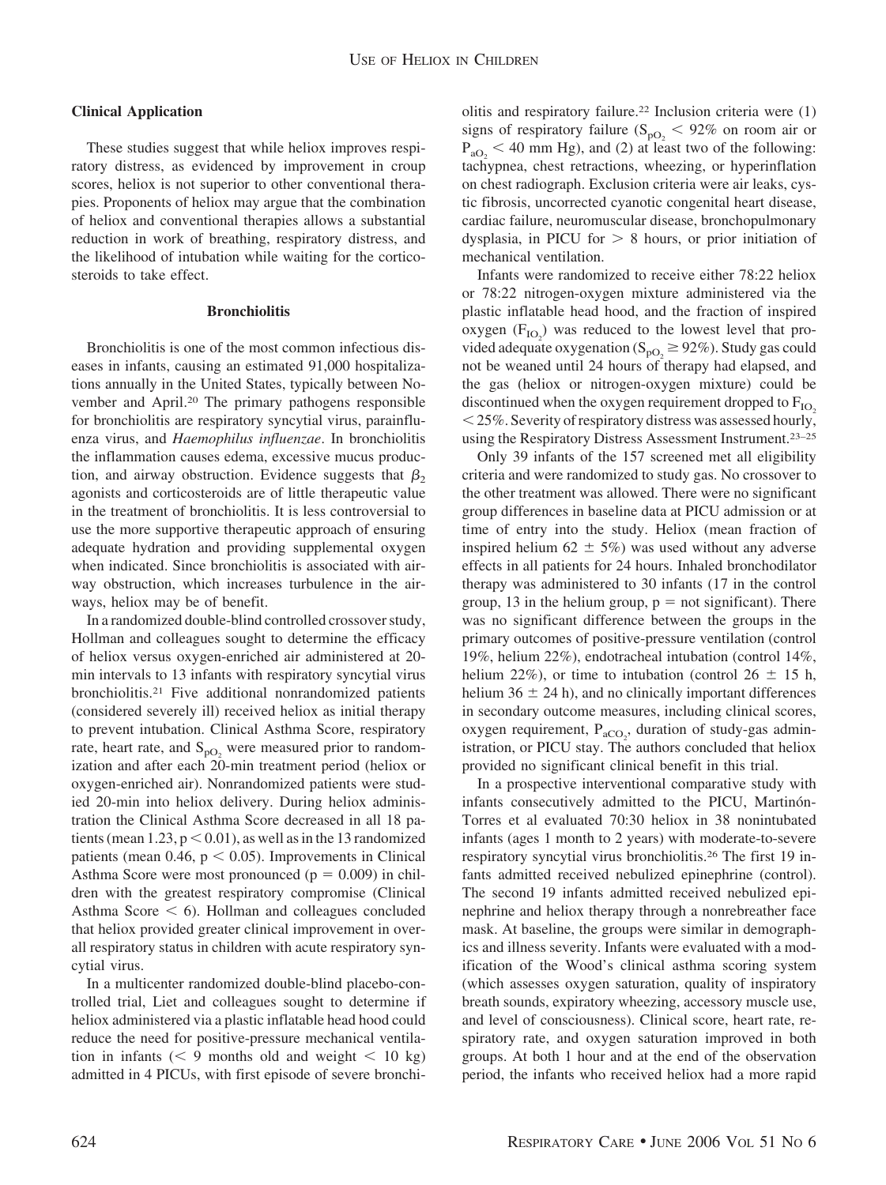### Clinical Application

These studies suggest that while heliox improves respiratory distress, as evidenced by improvement in croup scores, heliox is not superior to other conventional therapies. Proponents of heliox may argue that the combination of heliox and conventional therapies allows a substantial reduction in work of breathing, respiratory distress, and the likelihood of intubation while waiting for the corticosteroids to take effect.

## Bronchiolitis

Bronchiolitis is one of the most common infectious diseases in infants, causing an estimated 91,000 hospitalizations annually in the United States, typically between November and April.[20] The primary pathogens responsible for bronchiolitis are respiratory syncytial virus, parainfluenza virus, and *Haemophilus influenzae*. In bronchiolitis the inflammation causes edema, excessive mucus production, and airway obstruction. Evidence suggests that $\beta_2$ agonists and corticosteroids are of little therapeutic value in the treatment of bronchiolitis. It is less controversial to use the more supportive therapeutic approach of ensuring adequate hydration and providing supplemental oxygen when indicated. Since bronchiolitis is associated with airway obstruction, which increases turbulence in the airways, heliox may be of benefit.

In a randomized double-blind controlled crossover study, Hollman and colleagues sought to determine the efficacy of heliox versus oxygen-enriched air administered at 20-min intervals to 13 infants with respiratory syncytial virus bronchiolitis.[21] Five additional nonrandomized patients (considered severely ill) received heliox as initial therapy to prevent intubation. Clinical Asthma Score, respiratory rate, heart rate, and $S_{pO_2}$ were measured prior to randomization and after each 20-min treatment period (heliox or oxygen-enriched air). Nonrandomized patients were studied 20-min into heliox delivery. During heliox administration the Clinical Asthma Score decreased in all 18 patients (mean 1.23, $p < 0.01$), as well as in the 13 randomized patients (mean 0.46, $p < 0.05$). Improvements in Clinical Asthma Score were most pronounced ($p = 0.009$) in children with the greatest respiratory compromise (Clinical Asthma Score $< 6$). Hollman and colleagues concluded that heliox provided greater clinical improvement in overall respiratory status in children with acute respiratory syncytial virus.

In a multicenter randomized double-blind placebo-controlled trial, Liet and colleagues sought to determine if heliox administered via a plastic inflatable head hood could reduce the need for positive-pressure mechanical ventilation in infants ($< 9$ months old and weight $< 10$ kg) admitted in 4 PICUs, with first episode of severe bronchiolitis and respiratory failure.[22] Inclusion criteria were (1) signs of respiratory failure ($S_{pO_2} < 92\%$ on room air or $P_{aO_2} < 40$ mm Hg), and (2) at least two of the following: tachypnea, chest retractions, wheezing, or hyperinflation on chest radiograph. Exclusion criteria were air leaks, cystic fibrosis, uncorrected cyanotic congenital heart disease, cardiac failure, neuromuscular disease, bronchopulmonary dysplasia, in PICU for $> 8$ hours, or prior initiation of mechanical ventilation.

Infants were randomized to receive either 78:22 heliox or 78:22 nitrogen-oxygen mixture administered via the plastic inflatable head hood, and the fraction of inspired oxygen ($F_{IO_2}$) was reduced to the lowest level that provided adequate oxygenation ($S_{pO_2} \geq 92\%$). Study gas could not be weaned until 24 hours of therapy had elapsed, and the gas (heliox or nitrogen-oxygen mixture) could be discontinued when the oxygen requirement dropped to $F_{IO_2} < 25\%$. Severity of respiratory distress was assessed hourly, using the Respiratory Distress Assessment Instrument.[23–25]

Only 39 infants of the 157 screened met all eligibility criteria and were randomized to study gas. No crossover to the other treatment was allowed. There were no significant group differences in baseline data at PICU admission or at time of entry into the study. Heliox (mean fraction of inspired helium $62 \pm 5\%$) was used without any adverse effects in all patients for 24 hours. Inhaled bronchodilator therapy was administered to 30 infants (17 in the control group, 13 in the helium group, p = not significant). There was no significant difference between the groups in the primary outcomes of positive-pressure ventilation (control 19%, helium 22%), endotracheal intubation (control 14%, helium 22%), or time to intubation (control $26 \pm 15$ h, helium $36 \pm 24$ h), and no clinically important differences in secondary outcome measures, including clinical scores, oxygen requirement, $P_{aCO_2}$, duration of study-gas administration, or PICU stay. The authors concluded that heliox provided no significant clinical benefit in this trial.

In a prospective interventional comparative study with infants consecutively admitted to the PICU, Martinón-Torres et al evaluated 70:30 heliox in 38 nonintubated infants (ages 1 month to 2 years) with moderate-to-severe respiratory syncytial virus bronchiolitis.[26] The first 19 infants admitted received nebulized epinephrine (control). The second 19 infants admitted received nebulized epinephrine and heliox therapy through a nonrebreather face mask. At baseline, the groups were similar in demographics and illness severity. Infants were evaluated with a modification of the Wood's clinical asthma scoring system (which assesses oxygen saturation, quality of inspiratory breath sounds, expiratory wheezing, accessory muscle use, and level of consciousness). Clinical score, heart rate, respiratory rate, and oxygen saturation improved in both groups. At both 1 hour and at the end of the observation period, the infants who received heliox had a more rapid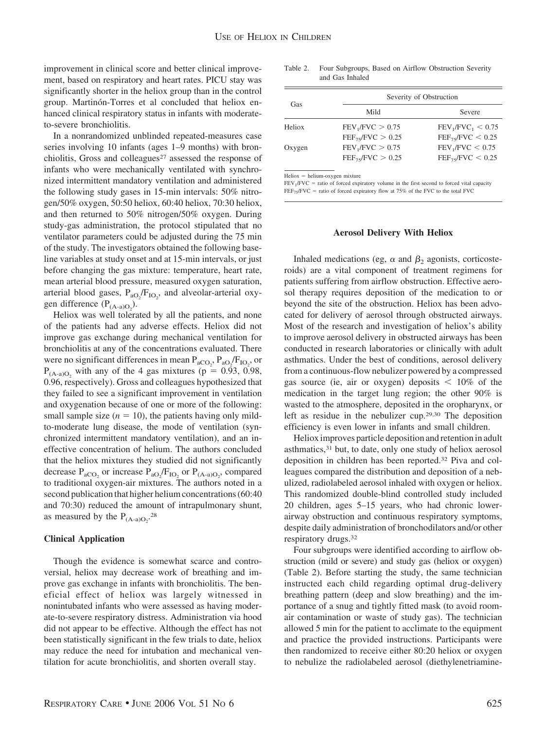improvement in clinical score and better clinical improvement, based on respiratory and heart rates. PICU stay was significantly shorter in the heliox group than in the control group. Martinón-Torres et al concluded that heliox enhanced clinical respiratory status in infants with moderate-to-severe bronchiolitis.

In a nonrandomized unblinded repeated-measures case series involving 10 infants (ages 1–9 months) with bronchiolitis, Gross and colleagues[27] assessed the response of infants who were mechanically ventilated with synchronized intermittent mandatory ventilation and administered the following study gases in 15-min intervals: 50% nitrogen/50% oxygen, 50:50 heliox, 60:40 heliox, 70:30 heliox, and then returned to 50% nitrogen/50% oxygen. During study-gas administration, the protocol stipulated that no ventilator parameters could be adjusted during the 75 min of the study. The investigators obtained the following baseline variables at study onset and at 15-min intervals, or just before changing the gas mixture: temperature, heart rate, mean arterial blood pressure, measured oxygen saturation, arterial blood gases, $P_{aO_2}/F_{IO_2}$, and alveolar-arterial oxygen difference ($P_{(A\text{-}a)O_2}$).

Heliox was well tolerated by all the patients, and none of the patients had any adverse effects. Heliox did not improve gas exchange during mechanical ventilation for bronchiolitis at any of the concentrations evaluated. There were no significant differences in mean $P_{aCO_2}$, $P_{aO_2}/F_{IO_2}$, or $P_{(A\text{-}a)O_2}$ with any of the 4 gas mixtures ($p = 0.93$, 0.98, 0.96, respectively). Gross and colleagues hypothesized that they failed to see a significant improvement in ventilation and oxygenation because of one or more of the following: small sample size ($n = 10$), the patients having only mild-to-moderate lung disease, the mode of ventilation (synchronized intermittent mandatory ventilation), and an ineffective concentration of helium. The authors concluded that the heliox mixtures they studied did not significantly decrease $P_{aCO_2}$ or increase $P_{aO_2}/F_{IO_2}$ or $P_{(A\text{-}a)O_2}$, compared to traditional oxygen-air mixtures. The authors noted in a second publication that higher helium concentrations (60:40 and 70:30) reduced the amount of intrapulmonary shunt, as measured by the $P_{(A\text{-}a)O_2}$.[28]

### Clinical Application

Though the evidence is somewhat scarce and controversial, heliox may decrease work of breathing and improve gas exchange in infants with bronchiolitis. The beneficial effect of heliox was largely witnessed in nonintubated infants who were assessed as having moderate-to-severe respiratory distress. Administration via hood did not appear to be effective. Although the effect has not been statistically significant in the few trials to date, heliox may reduce the need for intubation and mechanical ventilation for acute bronchiolitis, and shorten overall stay.

Table 2. Four Subgroups, Based on Airflow Obstruction Severity and Gas Inhaled

| Gas | Severity of Obstruction | |
|---|---|---|
| | Mild | Severe |
| Heliox | $FEV_1/FVC > 0.75$<br>$FEF_{75}/FVC > 0.25$ | $FEV_1/FVC_1 < 0.75$<br>$FEF_{75}/FVC < 0.25$ |
| Oxygen | $FEV_1/FVC > 0.75$<br>$FEF_{75}/FVC > 0.25$ | $FEV_1/FVC < 0.75$<br>$FEF_{75}/FVC < 0.25$ |

Heliox = helium-oxygen mixture
$FEV_1/FVC$ = ratio of forced expiratory volume in the first second to forced vital capacity
$FEF_{75}/FVC$ = ratio of forced expiratory flow at 75% of the FVC to the total FVC

### Aerosol Delivery With Heliox

Inhaled medications (eg, $\alpha$ and $\beta_2$ agonists, corticosteroids) are a vital component of treatment regimens for patients suffering from airflow obstruction. Effective aerosol therapy requires deposition of the medication to or beyond the site of the obstruction. Heliox has been advocated for delivery of aerosol through obstructed airways. Most of the research and investigation of heliox's ability to improve aerosol delivery in obstructed airways has been conducted in research laboratories or clinically with adult asthmatics. Under the best of conditions, aerosol delivery from a continuous-flow nebulizer powered by a compressed gas source (ie, air or oxygen) deposits $< 10\%$ of the medication in the target lung region; the other 90% is wasted to the atmosphere, deposited in the oropharynx, or left as residue in the nebulizer cup.[29,30] The deposition efficiency is even lower in infants and small children.

Heliox improves particle deposition and retention in adult asthmatics,[31] but, to date, only one study of heliox aerosol deposition in children has been reported.[32] Piva and colleagues compared the distribution and deposition of a nebulized, radiolabeled aerosol inhaled with oxygen or heliox. This randomized double-blind controlled study included 20 children, ages 5–15 years, who had chronic lower-airway obstruction and continuous respiratory symptoms, despite daily administration of bronchodilators and/or other respiratory drugs.[32]

Four subgroups were identified according to airflow obstruction (mild or severe) and study gas (heliox or oxygen) (Table 2). Before starting the study, the same technician instructed each child regarding optimal drug-delivery breathing pattern (deep and slow breathing) and the importance of a snug and tightly fitted mask (to avoid room-air contamination or waste of study gas). The technician allowed 5 min for the patient to acclimate to the equipment and practice the provided instructions. Participants were then randomized to receive either 80:20 heliox or oxygen to nebulize the radiolabeled aerosol (diethylenetriamine-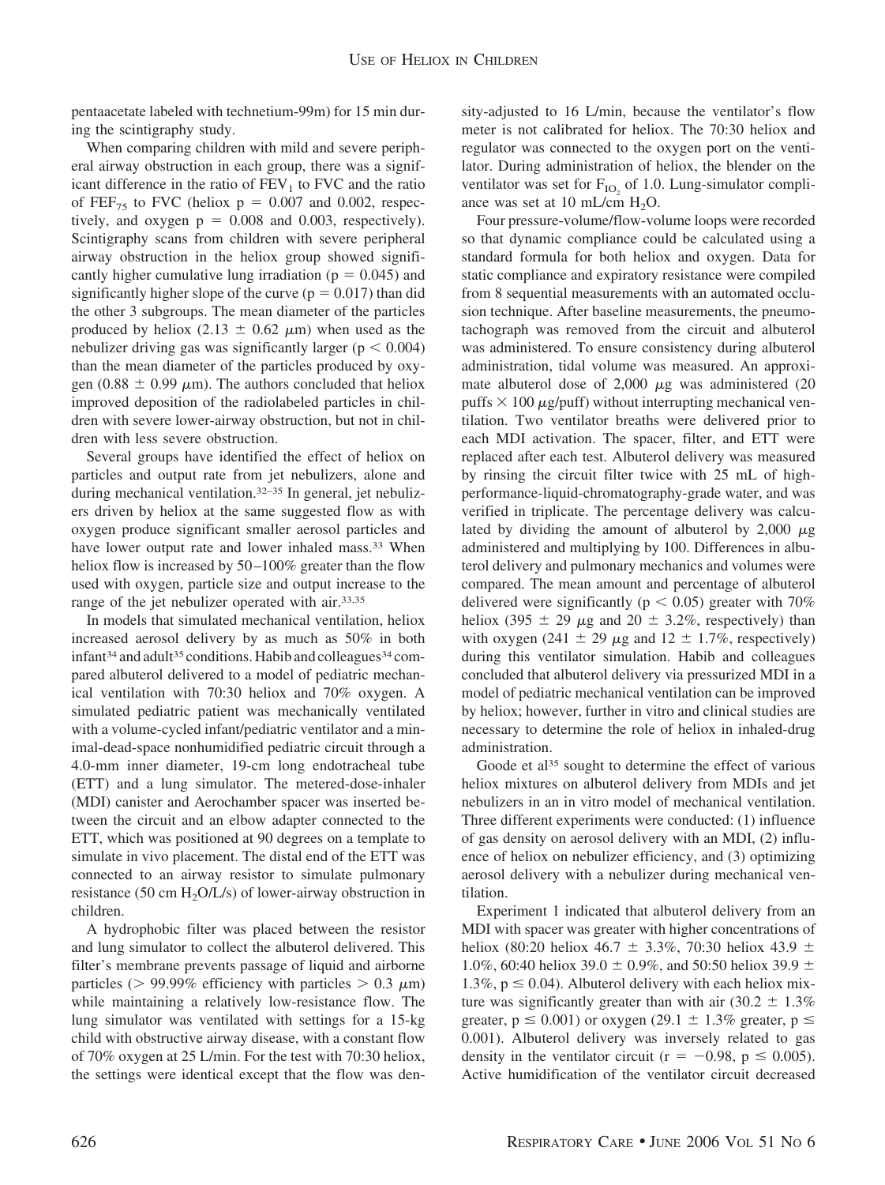pentaacetate labeled with technetium-99m) for 15 min during the scintigraphy study.

When comparing children with mild and severe peripheral airway obstruction in each group, there was a significant difference in the ratio of $FEV_1$ to FVC and the ratio of $FEF_{75}$ to FVC (heliox $p = 0.007$ and 0.002, respectively, and oxygen $p = 0.008$ and 0.003, respectively). Scintigraphy scans from children with severe peripheral airway obstruction in the heliox group showed significantly higher cumulative lung irradiation ($p = 0.045$) and significantly higher slope of the curve ($p = 0.017$) than did the other 3 subgroups. The mean diameter of the particles produced by heliox ($2.13 \pm 0.62$ $\mu$m) when used as the nebulizer driving gas was significantly larger ($p < 0.004$) than the mean diameter of the particles produced by oxygen ($0.88 \pm 0.99$ $\mu$m). The authors concluded that heliox improved deposition of the radiolabeled particles in children with severe lower-airway obstruction, but not in children with less severe obstruction.

Several groups have identified the effect of heliox on particles and output rate from jet nebulizers, alone and during mechanical ventilation.[32–35] In general, jet nebulizers driven by heliox at the same suggested flow as with oxygen produce significant smaller aerosol particles and have lower output rate and lower inhaled mass.[33] When heliox flow is increased by 50–100% greater than the flow used with oxygen, particle size and output increase to the range of the jet nebulizer operated with air.[33,35]

In models that simulated mechanical ventilation, heliox increased aerosol delivery by as much as 50% in both infant[34] and adult[35] conditions. Habib and colleagues[34] compared albuterol delivered to a model of pediatric mechanical ventilation with 70:30 heliox and 70% oxygen. A simulated pediatric patient was mechanically ventilated with a volume-cycled infant/pediatric ventilator and a minimal-dead-space nonhumidified pediatric circuit through a 4.0-mm inner diameter, 19-cm long endotracheal tube (ETT) and a lung simulator. The metered-dose-inhaler (MDI) canister and Aerochamber spacer was inserted between the circuit and an elbow adapter connected to the ETT, which was positioned at 90 degrees on a template to simulate in vivo placement. The distal end of the ETT was connected to an airway resistor to simulate pulmonary resistance (50 cm $H_2O$/L/s) of lower-airway obstruction in children.

A hydrophobic filter was placed between the resistor and lung simulator to collect the albuterol delivered. This filter's membrane prevents passage of liquid and airborne particles (> 99.99% efficiency with particles > 0.3 $\mu$m) while maintaining a relatively low-resistance flow. The lung simulator was ventilated with settings for a 15-kg child with obstructive airway disease, with a constant flow of 70% oxygen at 25 L/min. For the test with 70:30 heliox, the settings were identical except that the flow was density-adjusted to 16 L/min, because the ventilator's flow meter is not calibrated for heliox. The 70:30 heliox and regulator was connected to the oxygen port on the ventilator. During administration of heliox, the blender on the ventilator was set for $F_{IO_2}$ of 1.0. Lung-simulator compliance was set at 10 mL/cm $H_2O$.

Four pressure-volume/flow-volume loops were recorded so that dynamic compliance could be calculated using a standard formula for both heliox and oxygen. Data for static compliance and expiratory resistance were compiled from 8 sequential measurements with an automated occlusion technique. After baseline measurements, the pneumotachograph was removed from the circuit and albuterol was administered. To ensure consistency during albuterol administration, tidal volume was measured. An approximate albuterol dose of 2,000 $\mu$g was administered (20 puffs × 100 $\mu$g/puff) without interrupting mechanical ventilation. Two ventilator breaths were delivered prior to each MDI activation. The spacer, filter, and ETT were replaced after each test. Albuterol delivery was measured by rinsing the circuit filter twice with 25 mL of high-performance-liquid-chromatography-grade water, and was verified in triplicate. The percentage delivery was calculated by dividing the amount of albuterol by 2,000 $\mu$g administered and multiplying by 100. Differences in albuterol delivery and pulmonary mechanics and volumes were compared. The mean amount and percentage of albuterol delivered were significantly ($p < 0.05$) greater with 70% heliox ($395 \pm 29$ $\mu$g and $20 \pm 3.2$%, respectively) than with oxygen ($241 \pm 29$ $\mu$g and $12 \pm 1.7$%, respectively) during this ventilator simulation. Habib and colleagues concluded that albuterol delivery via pressurized MDI in a model of pediatric mechanical ventilation can be improved by heliox; however, further in vitro and clinical studies are necessary to determine the role of heliox in inhaled-drug administration.

Goode et al[35] sought to determine the effect of various heliox mixtures on albuterol delivery from MDIs and jet nebulizers in an in vitro model of mechanical ventilation. Three different experiments were conducted: (1) influence of gas density on aerosol delivery with an MDI, (2) influence of heliox on nebulizer efficiency, and (3) optimizing aerosol delivery with a nebulizer during mechanical ventilation.

Experiment 1 indicated that albuterol delivery from an MDI with spacer was greater with higher concentrations of heliox (80:20 heliox $46.7 \pm 3.3$%, 70:30 heliox $43.9 \pm 1.0$%, 60:40 heliox $39.0 \pm 0.9$%, and 50:50 heliox $39.9 \pm 1.3$%, $p \leq 0.04$). Albuterol delivery with each heliox mixture was significantly greater than with air ($30.2 \pm 1.3$% greater, $p \leq 0.001$) or oxygen ($29.1 \pm 1.3$% greater, $p \leq 0.001$). Albuterol delivery was inversely related to gas density in the ventilator circuit ($r = -0.98$, $p \leq 0.005$). Active humidification of the ventilator circuit decreased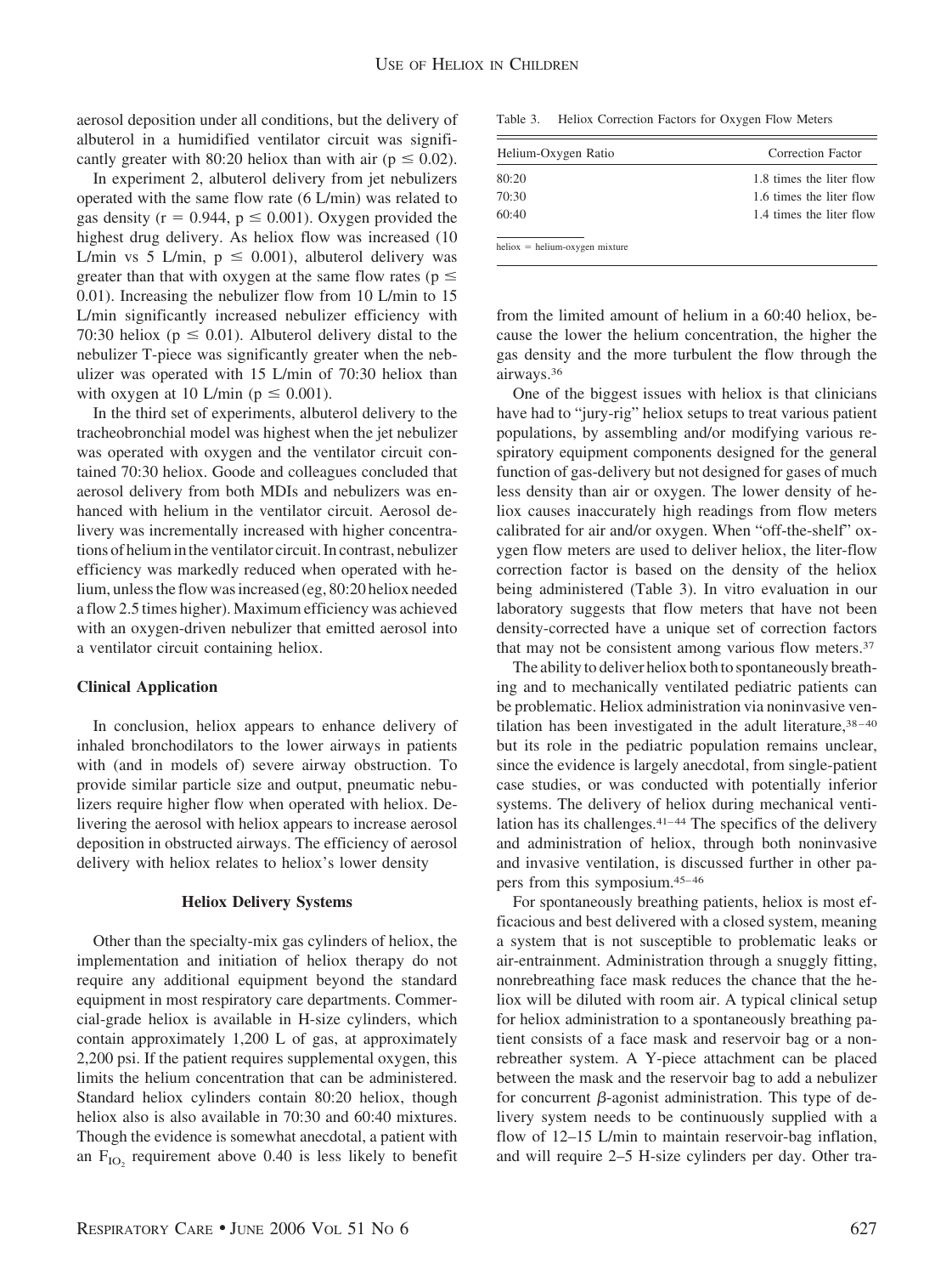aerosol deposition under all conditions, but the delivery of albuterol in a humidified ventilator circuit was significantly greater with 80:20 heliox than with air ($p \leq 0.02$).

In experiment 2, albuterol delivery from jet nebulizers operated with the same flow rate (6 L/min) was related to gas density ($r = 0.944$, $p \leq 0.001$). Oxygen provided the highest drug delivery. As heliox flow was increased (10 L/min vs 5 L/min, $p \leq 0.001$), albuterol delivery was greater than that with oxygen at the same flow rates ($p \leq 0.01$). Increasing the nebulizer flow from 10 L/min to 15 L/min significantly increased nebulizer efficiency with 70:30 heliox ($p \leq 0.01$). Albuterol delivery distal to the nebulizer T-piece was significantly greater when the nebulizer was operated with 15 L/min of 70:30 heliox than with oxygen at 10 L/min ($p \leq 0.001$).

In the third set of experiments, albuterol delivery to the tracheobronchial model was highest when the jet nebulizer was operated with oxygen and the ventilator circuit contained 70:30 heliox. Goode and colleagues concluded that aerosol delivery from both MDIs and nebulizers was enhanced with helium in the ventilator circuit. Aerosol delivery was incrementally increased with higher concentrations of helium in the ventilator circuit. In contrast, nebulizer efficiency was markedly reduced when operated with helium, unless the flow was increased (eg, 80:20 heliox needed a flow 2.5 times higher). Maximum efficiency was achieved with an oxygen-driven nebulizer that emitted aerosol into a ventilator circuit containing heliox.

### Clinical Application

In conclusion, heliox appears to enhance delivery of inhaled bronchodilators to the lower airways in patients with (and in models of) severe airway obstruction. To provide similar particle size and output, pneumatic nebulizers require higher flow when operated with heliox. Delivering the aerosol with heliox appears to increase aerosol deposition in obstructed airways. The efficiency of aerosol delivery with heliox relates to heliox's lower density

## Heliox Delivery Systems

Other than the specialty-mix gas cylinders of heliox, the implementation and initiation of heliox therapy do not require any additional equipment beyond the standard equipment in most respiratory care departments. Commercial-grade heliox is available in H-size cylinders, which contain approximately 1,200 L of gas, at approximately 2,200 psi. If the patient requires supplemental oxygen, this limits the helium concentration that can be administered. Standard heliox cylinders contain 80:20 heliox, though heliox also is also available in 70:30 and 60:40 mixtures. Though the evidence is somewhat anecdotal, a patient with an $F_{IO_2}$ requirement above 0.40 is less likely to benefit from the limited amount of helium in a 60:40 heliox, because the lower the helium concentration, the higher the gas density and the more turbulent the flow through the airways.[36]

Table 3. Heliox Correction Factors for Oxygen Flow Meters

| Helium-Oxygen Ratio | Correction Factor |
|---|---|
| 80:20 | 1.8 times the liter flow |
| 70:30 | 1.6 times the liter flow |
| 60:40 | 1.4 times the liter flow |

heliox = helium-oxygen mixture

One of the biggest issues with heliox is that clinicians have had to "jury-rig" heliox setups to treat various patient populations, by assembling and/or modifying various respiratory equipment components designed for the general function of gas-delivery but not designed for gases of much less density than air or oxygen. The lower density of heliox causes inaccurately high readings from flow meters calibrated for air and/or oxygen. When "off-the-shelf" oxygen flow meters are used to deliver heliox, the liter-flow correction factor is based on the density of the heliox being administered (Table 3). In vitro evaluation in our laboratory suggests that flow meters that have not been density-corrected have a unique set of correction factors that may not be consistent among various flow meters.[37]

The ability to deliver heliox both to spontaneously breathing and to mechanically ventilated pediatric patients can be problematic. Heliox administration via noninvasive ventilation has been investigated in the adult literature,[38–40] but its role in the pediatric population remains unclear, since the evidence is largely anecdotal, from single-patient case studies, or was conducted with potentially inferior systems. The delivery of heliox during mechanical ventilation has its challenges.[41–44] The specifics of the delivery and administration of heliox, through both noninvasive and invasive ventilation, is discussed further in other papers from this symposium.[45–46]

For spontaneously breathing patients, heliox is most efficacious and best delivered with a closed system, meaning a system that is not susceptible to problematic leaks or air-entrainment. Administration through a snuggly fitting, nonrebreathing face mask reduces the chance that the heliox will be diluted with room air. A typical clinical setup for heliox administration to a spontaneously breathing patient consists of a face mask and reservoir bag or a nonrebreather system. A Y-piece attachment can be placed between the mask and the reservoir bag to add a nebulizer for concurrent $\beta$-agonist administration. This type of delivery system needs to be continuously supplied with a flow of 12–15 L/min to maintain reservoir-bag inflation, and will require 2–5 H-size cylinders per day. Other tra-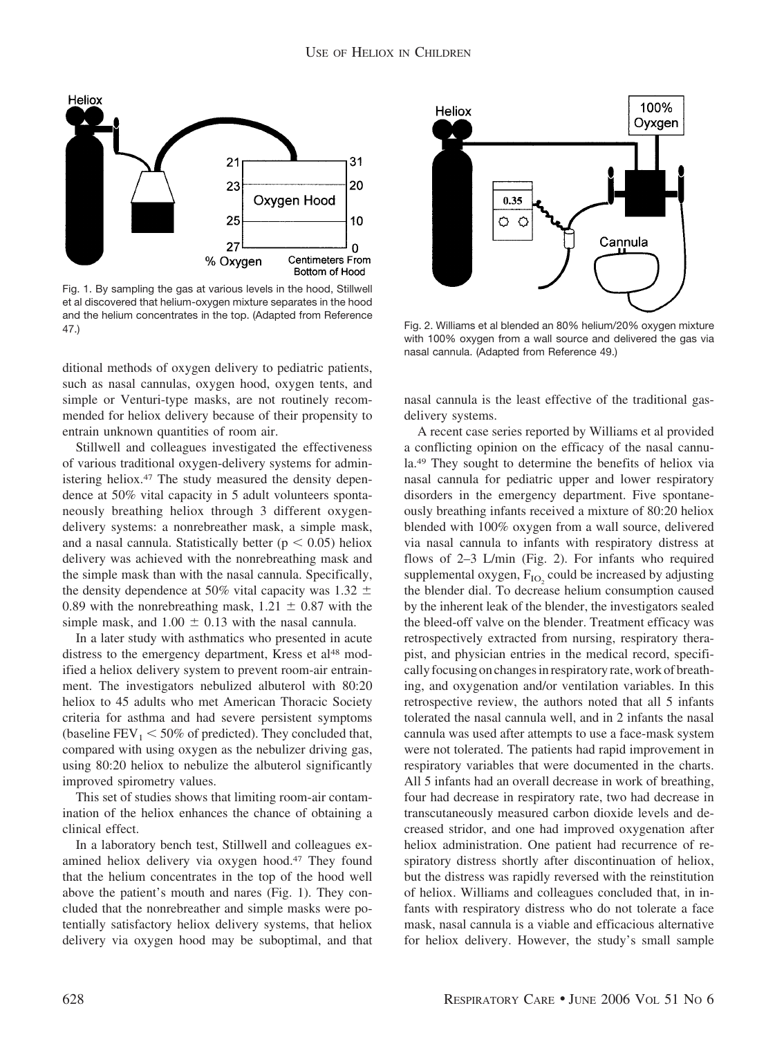Fig. 1. By sampling the gas at various levels in the hood, Stillwell et al discovered that helium-oxygen mixture separates in the hood and the helium concentrates in the top. (Adapted from Reference 47.)

ditional methods of oxygen delivery to pediatric patients, such as nasal cannulas, oxygen hood, oxygen tents, and simple or Venturi-type masks, are not routinely recommended for heliox delivery because of their propensity to entrain unknown quantities of room air.

Stillwell and colleagues investigated the effectiveness of various traditional oxygen-delivery systems for administering heliox.[47] The study measured the density dependence at 50% vital capacity in 5 adult volunteers spontaneously breathing heliox through 3 different oxygen-delivery systems: a nonrebreather mask, a simple mask, and a nasal cannula. Statistically better ($p < 0.05$) heliox delivery was achieved with the nonrebreathing mask and the simple mask than with the nasal cannula. Specifically, the density dependence at 50% vital capacity was $1.32 \pm 0.89$ with the nonrebreathing mask, $1.21 \pm 0.87$ with the simple mask, and $1.00 \pm 0.13$ with the nasal cannula.

In a later study with asthmatics who presented in acute distress to the emergency department, Kress et al[48] modified a heliox delivery system to prevent room-air entrainment. The investigators nebulized albuterol with 80:20 heliox to 45 adults who met American Thoracic Society criteria for asthma and had severe persistent symptoms (baseline $FEV_1 < 50\%$ of predicted). They concluded that, compared with using oxygen as the nebulizer driving gas, using 80:20 heliox to nebulize the albuterol significantly improved spirometry values.

This set of studies shows that limiting room-air contamination of the heliox enhances the chance of obtaining a clinical effect.

In a laboratory bench test, Stillwell and colleagues examined heliox delivery via oxygen hood.[47] They found that the helium concentrates in the top of the hood well above the patient's mouth and nares (Fig. 1). They concluded that the nonrebreather and simple masks were potentially satisfactory heliox delivery systems, that heliox delivery via oxygen hood may be suboptimal, and that nasal cannula is the least effective of the traditional gas-delivery systems.

Fig. 2. Williams et al blended an 80% helium/20% oxygen mixture with 100% oxygen from a wall source and delivered the gas via nasal cannula. (Adapted from Reference 49.)

A recent case series reported by Williams et al provided a conflicting opinion on the efficacy of the nasal cannula.[49] They sought to determine the benefits of heliox via nasal cannula for pediatric upper and lower respiratory disorders in the emergency department. Five spontaneously breathing infants received a mixture of 80:20 heliox blended with 100% oxygen from a wall source, delivered via nasal cannula to infants with respiratory distress at flows of 2–3 L/min (Fig. 2). For infants who required supplemental oxygen, $F_{IO_2}$ could be increased by adjusting the blender dial. To decrease helium consumption caused by the inherent leak of the blender, the investigators sealed the bleed-off valve on the blender. Treatment efficacy was retrospectively extracted from nursing, respiratory therapist, and physician entries in the medical record, specifically focusing on changes in respiratory rate, work of breathing, and oxygenation and/or ventilation variables. In this retrospective review, the authors noted that all 5 infants tolerated the nasal cannula well, and in 2 infants the nasal cannula was used after attempts to use a face-mask system were not tolerated. The patients had rapid improvement in respiratory variables that were documented in the charts. All 5 infants had an overall decrease in work of breathing, four had decrease in respiratory rate, two had decrease in transcutaneously measured carbon dioxide levels and decreased stridor, and one had improved oxygenation after heliox administration. One patient had recurrence of respiratory distress shortly after discontinuation of heliox, but the distress was rapidly reversed with the reinstitution of heliox. Williams and colleagues concluded that, in infants with respiratory distress who do not tolerate a face mask, nasal cannula is a viable and efficacious alternative for heliox delivery. However, the study's small sample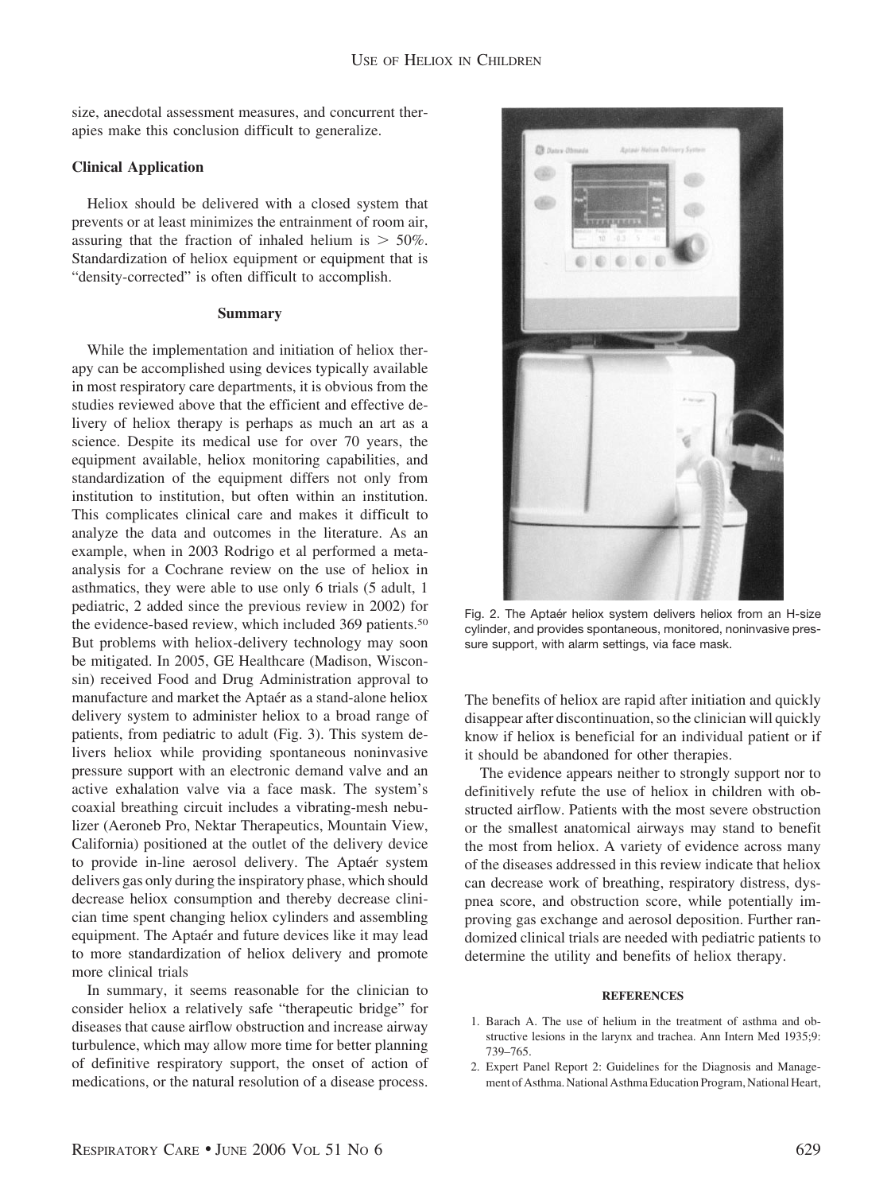size, anecdotal assessment measures, and concurrent therapies make this conclusion difficult to generalize.

### Clinical Application

Heliox should be delivered with a closed system that prevents or at least minimizes the entrainment of room air, assuring that the fraction of inhaled helium is $> 50\%$. Standardization of heliox equipment or equipment that is "density-corrected" is often difficult to accomplish.

## Summary

While the implementation and initiation of heliox therapy can be accomplished using devices typically available in most respiratory care departments, it is obvious from the studies reviewed above that the efficient and effective delivery of heliox therapy is perhaps as much an art as a science. Despite its medical use for over 70 years, the equipment available, heliox monitoring capabilities, and standardization of the equipment differs not only from institution to institution, but often within an institution. This complicates clinical care and makes it difficult to analyze the data and outcomes in the literature. As an example, when in 2003 Rodrigo et al performed a meta-analysis for a Cochrane review on the use of heliox in asthmatics, they were able to use only 6 trials (5 adult, 1 pediatric, 2 added since the previous review in 2002) for the evidence-based review, which included 369 patients.[50] But problems with heliox-delivery technology may soon be mitigated. In 2005, GE Healthcare (Madison, Wisconsin) received Food and Drug Administration approval to manufacture and market the Aptaér as a stand-alone heliox delivery system to administer heliox to a broad range of patients, from pediatric to adult (Fig. 3). This system delivers heliox while providing spontaneous noninvasive pressure support with an electronic demand valve and an active exhalation valve via a face mask. The system's coaxial breathing circuit includes a vibrating-mesh nebulizer (Aeroneb Pro, Nektar Therapeutics, Mountain View, California) positioned at the outlet of the delivery device to provide in-line aerosol delivery. The Aptaér system delivers gas only during the inspiratory phase, which should decrease heliox consumption and thereby decrease clinician time spent changing heliox cylinders and assembling equipment. The Aptaér and future devices like it may lead to more standardization of heliox delivery and promote more clinical trials

In summary, it seems reasonable for the clinician to consider heliox a relatively safe "therapeutic bridge" for diseases that cause airflow obstruction and increase airway turbulence, which may allow more time for better planning of definitive respiratory support, the onset of action of medications, or the natural resolution of a disease process. The benefits of heliox are rapid after initiation and quickly disappear after discontinuation, so the clinician will quickly know if heliox is beneficial for an individual patient or if it should be abandoned for other therapies.

Fig. 2. The Aptaér heliox system delivers heliox from an H-size cylinder, and provides spontaneous, monitored, noninvasive pressure support, with alarm settings, via face mask.

The evidence appears neither to strongly support nor to definitively refute the use of heliox in children with obstructed airflow. Patients with the most severe obstruction or the smallest anatomical airways may stand to benefit the most from heliox. A variety of evidence across many of the diseases addressed in this review indicate that heliox can decrease work of breathing, respiratory distress, dyspnea score, and obstruction score, while potentially improving gas exchange and aerosol deposition. Further randomized clinical trials are needed with pediatric patients to determine the utility and benefits of heliox therapy.

## REFERENCES

1. Barach A. The use of helium in the treatment of asthma and obstructive lesions in the larynx and trachea. Ann Intern Med 1935;9: 739–765.
2. Expert Panel Report 2: Guidelines for the Diagnosis and Management of Asthma. National Asthma Education Program, National Heart,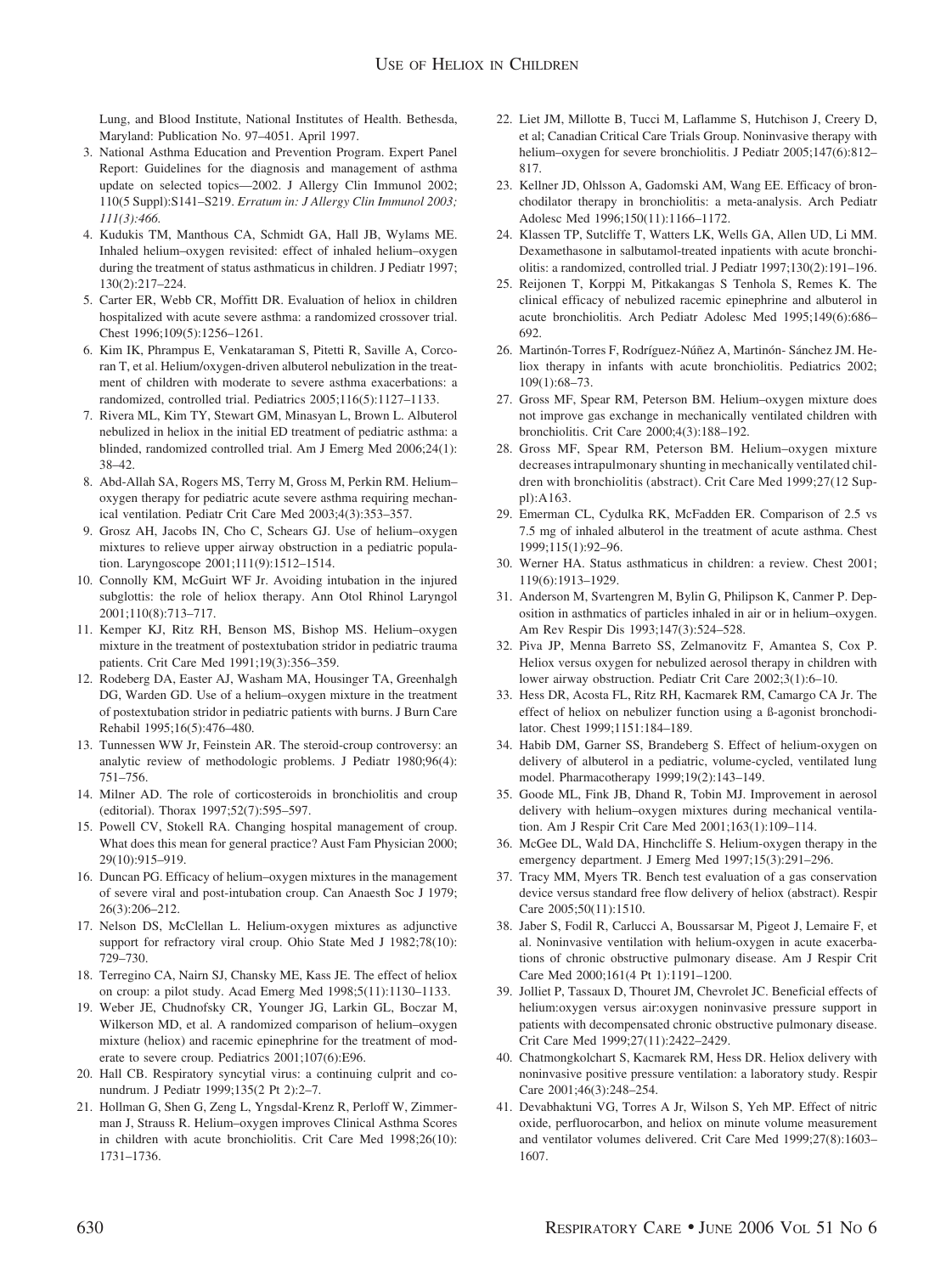Lung, and Blood Institute, National Institutes of Health. Bethesda, Maryland: Publication No. 97–4051. April 1997.

3. National Asthma Education and Prevention Program. Expert Panel Report: Guidelines for the diagnosis and management of asthma update on selected topics—2002. J Allergy Clin Immunol 2002; 110(5 Suppl):S141–S219. *Erratum in: J Allergy Clin Immunol 2003; 111(3):466.*
4. Kudukis TM, Manthous CA, Schmidt GA, Hall JB, Wylams ME. Inhaled helium–oxygen revisited: effect of inhaled helium–oxygen during the treatment of status asthmaticus in children. J Pediatr 1997; 130(2):217–224.
5. Carter ER, Webb CR, Moffitt DR. Evaluation of heliox in children hospitalized with acute severe asthma: a randomized crossover trial. Chest 1996;109(5):1256–1261.
6. Kim IK, Phrampus E, Venkataraman S, Pitetti R, Saville A, Corcoran T, et al. Helium/oxygen-driven albuterol nebulization in the treatment of children with moderate to severe asthma exacerbations: a randomized, controlled trial. Pediatrics 2005;116(5):1127–1133.
7. Rivera ML, Kim TY, Stewart GM, Minasyan L, Brown L. Albuterol nebulized in heliox in the initial ED treatment of pediatric asthma: a blinded, randomized controlled trial. Am J Emerg Med 2006;24(1): 38–42.
8. Abd-Allah SA, Rogers MS, Terry M, Gross M, Perkin RM. Helium–oxygen therapy for pediatric acute severe asthma requiring mechanical ventilation. Pediatr Crit Care Med 2003;4(3):353–357.
9. Grosz AH, Jacobs IN, Cho C, Schears GJ. Use of helium–oxygen mixtures to relieve upper airway obstruction in a pediatric population. Laryngoscope 2001;111(9):1512–1514.
10. Connolly KM, McGuirt WF Jr. Avoiding intubation in the injured subglottis: the role of heliox therapy. Ann Otol Rhinol Laryngol 2001;110(8):713–717.
11. Kemper KJ, Ritz RH, Benson MS, Bishop MS. Helium–oxygen mixture in the treatment of postextubation stridor in pediatric trauma patients. Crit Care Med 1991;19(3):356–359.
12. Rodeberg DA, Easter AJ, Washam MA, Housinger TA, Greenhalgh DG, Warden GD. Use of a helium–oxygen mixture in the treatment of postextubation stridor in pediatric patients with burns. J Burn Care Rehabil 1995;16(5):476–480.
13. Tunnessen WW Jr, Feinstein AR. The steroid-croup controversy: an analytic review of methodologic problems. J Pediatr 1980;96(4): 751–756.
14. Milner AD. The role of corticosteroids in bronchiolitis and croup (editorial). Thorax 1997;52(7):595–597.
15. Powell CV, Stokell RA. Changing hospital management of croup. What does this mean for general practice? Aust Fam Physician 2000; 29(10):915–919.
16. Duncan PG. Efficacy of helium–oxygen mixtures in the management of severe viral and post-intubation croup. Can Anaesth Soc J 1979; 26(3):206–212.
17. Nelson DS, McClellan L. Helium-oxygen mixtures as adjunctive support for refractory viral croup. Ohio State Med J 1982;78(10): 729–730.
18. Terregino CA, Nairn SJ, Chansky ME, Kass JE. The effect of heliox on croup: a pilot study. Acad Emerg Med 1998;5(11):1130–1133.
19. Weber JE, Chudnofsky CR, Younger JG, Larkin GL, Boczar M, Wilkerson MD, et al. A randomized comparison of helium–oxygen mixture (heliox) and racemic epinephrine for the treatment of moderate to severe croup. Pediatrics 2001;107(6):E96.
20. Hall CB. Respiratory syncytial virus: a continuing culprit and conundrum. J Pediatr 1999;135(2 Pt 2):2–7.
21. Hollman G, Shen G, Zeng L, Yngsdal-Krenz R, Perloff W, Zimmerman J, Strauss R. Helium–oxygen improves Clinical Asthma Scores in children with acute bronchiolitis. Crit Care Med 1998;26(10): 1731–1736.
22. Liet JM, Millotte B, Tucci M, Laflamme S, Hutchison J, Creery D, et al; Canadian Critical Care Trials Group. Noninvasive therapy with helium–oxygen for severe bronchiolitis. J Pediatr 2005;147(6):812– 817.
23. Kellner JD, Ohlsson A, Gadomski AM, Wang EE. Efficacy of bronchodilator therapy in bronchiolitis: a meta-analysis. Arch Pediatr Adolesc Med 1996;150(11):1166–1172.
24. Klassen TP, Sutcliffe T, Watters LK, Wells GA, Allen UD, Li MM. Dexamethasone in salbutamol-treated inpatients with acute bronchiolitis: a randomized, controlled trial. J Pediatr 1997;130(2):191–196.
25. Reijonen T, Korppi M, Pitkakangas S Tenhola S, Remes K. The clinical efficacy of nebulized racemic epinephrine and albuterol in acute bronchiolitis. Arch Pediatr Adolesc Med 1995;149(6):686– 692.
26. Martinón-Torres F, Rodríguez-Núñez A, Martinón- Sánchez JM. Heliox therapy in infants with acute bronchiolitis. Pediatrics 2002; 109(1):68–73.
27. Gross MF, Spear RM, Peterson BM. Helium–oxygen mixture does not improve gas exchange in mechanically ventilated children with bronchiolitis. Crit Care 2000;4(3):188–192.
28. Gross MF, Spear RM, Peterson BM. Helium–oxygen mixture decreases intrapulmonary shunting in mechanically ventilated children with bronchiolitis (abstract). Crit Care Med 1999;27(12 Suppl):A163.
29. Emerman CL, Cydulka RK, McFadden ER. Comparison of 2.5 vs 7.5 mg of inhaled albuterol in the treatment of acute asthma. Chest 1999;115(1):92–96.
30. Werner HA. Status asthmaticus in children: a review. Chest 2001; 119(6):1913–1929.
31. Anderson M, Svartengren M, Bylin G, Philipson K, Canmer P. Deposition in asthmatics of particles inhaled in air or in helium–oxygen. Am Rev Respir Dis 1993;147(3):524–528.
32. Piva JP, Menna Barreto SS, Zelmanovitz F, Amantea S, Cox P. Heliox versus oxygen for nebulized aerosol therapy in children with lower airway obstruction. Pediatr Crit Care 2002;3(1):6–10.
33. Hess DR, Acosta FL, Ritz RH, Kacmarek RM, Camargo CA Jr. The effect of heliox on nebulizer function using a ß-agonist bronchodilator. Chest 1999;1151:184–189.
34. Habib DM, Garner SS, Brandeberg S. Effect of helium-oxygen on delivery of albuterol in a pediatric, volume-cycled, ventilated lung model. Pharmacotherapy 1999;19(2):143–149.
35. Goode ML, Fink JB, Dhand R, Tobin MJ. Improvement in aerosol delivery with helium–oxygen mixtures during mechanical ventilation. Am J Respir Crit Care Med 2001;163(1):109–114.
36. McGee DL, Wald DA, Hinchcliffe S. Helium-oxygen therapy in the emergency department. J Emerg Med 1997;15(3):291–296.
37. Tracy MM, Myers TR. Bench test evaluation of a gas conservation device versus standard free flow delivery of heliox (abstract). Respir Care 2005;50(11):1510.
38. Jaber S, Fodil R, Carlucci A, Boussarsar M, Pigeot J, Lemaire F, et al. Noninvasive ventilation with helium-oxygen in acute exacerbations of chronic obstructive pulmonary disease. Am J Respir Crit Care Med 2000;161(4 Pt 1):1191–1200.
39. Jolliet P, Tassaux D, Thouret JM, Chevrolet JC. Beneficial effects of helium:oxygen versus air:oxygen noninvasive pressure support in patients with decompensated chronic obstructive pulmonary disease. Crit Care Med 1999;27(11):2422–2429.
40. Chatmongkolchart S, Kacmarek RM, Hess DR. Heliox delivery with noninvasive positive pressure ventilation: a laboratory study. Respir Care 2001;46(3):248–254.
41. Devabhaktuni VG, Torres A Jr, Wilson S, Yeh MP. Effect of nitric oxide, perfluorocarbon, and heliox on minute volume measurement and ventilator volumes delivered. Crit Care Med 1999;27(8):1603– 1607.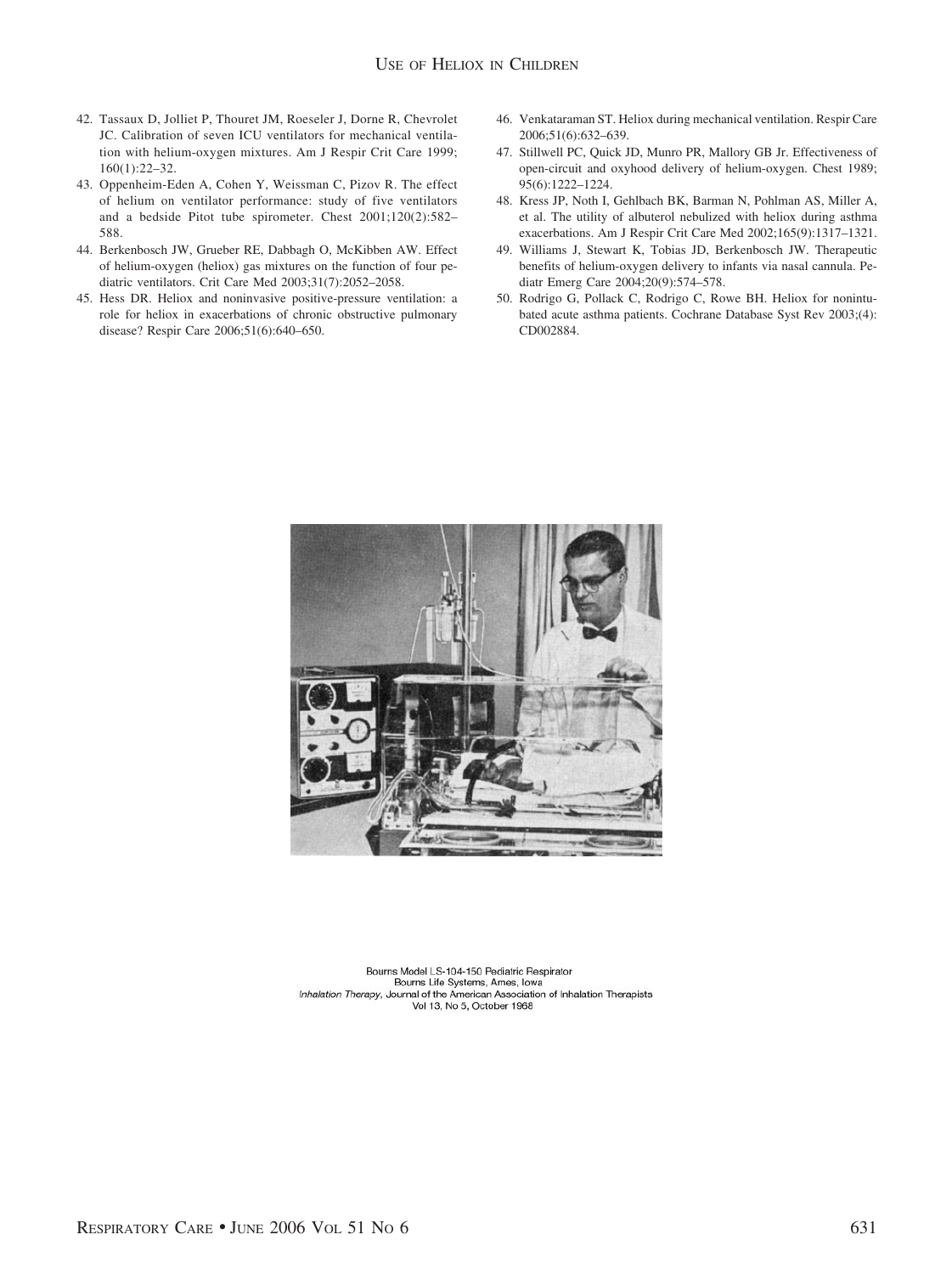42. Tassaux D, Jolliet P, Thouret JM, Roeseler J, Dorne R, Chevrolet JC. Calibration of seven ICU ventilators for mechanical ventilation with helium-oxygen mixtures. Am J Respir Crit Care 1999; 160(1):22–32.
43. Oppenheim-Eden A, Cohen Y, Weissman C, Pizov R. The effect of helium on ventilator performance: study of five ventilators and a bedside Pitot tube spirometer. Chest 2001;120(2):582–588.
44. Berkenbosch JW, Grueber RE, Dabbagh O, McKibben AW. Effect of helium-oxygen (heliox) gas mixtures on the function of four pediatric ventilators. Crit Care Med 2003;31(7):2052–2058.
45. Hess DR. Heliox and noninvasive positive-pressure ventilation: a role for heliox in exacerbations of chronic obstructive pulmonary disease? Respir Care 2006;51(6):640–650.
46. Venkataraman ST. Heliox during mechanical ventilation. Respir Care 2006;51(6):632–639.
47. Stillwell PC, Quick JD, Munro PR, Mallory GB Jr. Effectiveness of open-circuit and oxyhood delivery of helium-oxygen. Chest 1989; 95(6):1222–1224.
48. Kress JP, Noth I, Gehlbach BK, Barman N, Pohlman AS, Miller A, et al. The utility of albuterol nebulized with heliox during asthma exacerbations. Am J Respir Crit Care Med 2002;165(9):1317–1321.
49. Williams J, Stewart K, Tobias JD, Berkenbosch JW. Therapeutic benefits of helium-oxygen delivery to infants via nasal cannula. Pediatr Emerg Care 2004;20(9):574–578.
50. Rodrigo G, Pollack C, Rodrigo C, Rowe BH. Heliox for nonintubated acute asthma patients. Cochrane Database Syst Rev 2003;(4): CD002884.

Bourns Model LS-104-150 Pediatric Respirator
Bourns Life Systems, Ames, Iowa
*Inhalation Therapy*, Journal of the American Association of Inhalation Therapists
Vol 13, No 5, October 1968